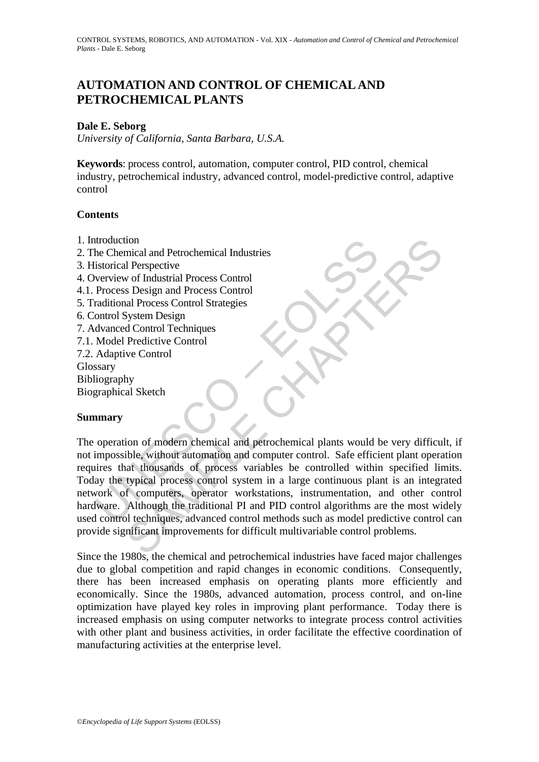# AUTOMATION AND CONTROL OF CHEMICAL AND PETROCHEMICAL PLANTS

**Dale E. Seborg**

*University of California, Santa Barbara, U.S.A.*

**Keywords**: process control, automation, computer control, PID control, chemical industry, petrochemical industry, advanced control, model-predictive control, adaptive control

## Contents

1. Introduction
2. The Chemical and Petrochemical Industries
3. Historical Perspective
4. Overview of Industrial Process Control
4.1. Process Design and Process Control
5. Traditional Process Control Strategies
6. Control System Design
7. Advanced Control Techniques
7.1. Model Predictive Control
7.2. Adaptive Control

Glossary

Bibliography

Biographical Sketch

## Summary

The operation of modern chemical and petrochemical plants would be very difficult, if not impossible, without automation and computer control. Safe efficient plant operation requires that thousands of process variables be controlled within specified limits. Today the typical process control system in a large continuous plant is an integrated network of computers, operator workstations, instrumentation, and other control hardware. Although the traditional PI and PID control algorithms are the most widely used control techniques, advanced control methods such as model predictive control can provide significant improvements for difficult multivariable control problems.

Since the 1980s, the chemical and petrochemical industries have faced major challenges due to global competition and rapid changes in economic conditions. Consequently, there has been increased emphasis on operating plants more efficiently and economically. Since the 1980s, advanced automation, process control, and on-line optimization have played key roles in improving plant performance. Today there is increased emphasis on using computer networks to integrate process control activities with other plant and business activities, in order facilitate the effective coordination of manufacturing activities at the enterprise level.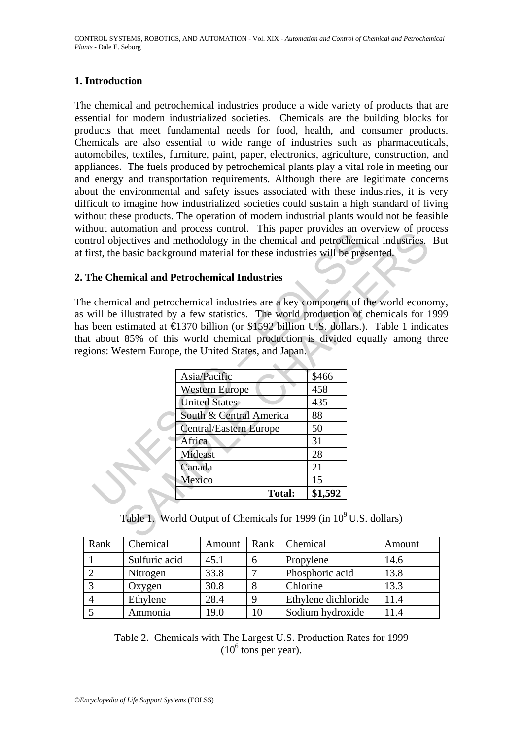## 1. Introduction

The chemical and petrochemical industries produce a wide variety of products that are essential for modern industrialized societies. Chemicals are the building blocks for products that meet fundamental needs for food, health, and consumer products. Chemicals are also essential to wide range of industries such as pharmaceuticals, automobiles, textiles, furniture, paint, paper, electronics, agriculture, construction, and appliances. The fuels produced by petrochemical plants play a vital role in meeting our and energy and transportation requirements. Although there are legitimate concerns about the environmental and safety issues associated with these industries, it is very difficult to imagine how industrialized societies could sustain a high standard of living without these products. The operation of modern industrial plants would not be feasible without automation and process control. This paper provides an overview of process control objectives and methodology in the chemical and petrochemical industries. But at first, the basic background material for these industries will be presented.

## 2. The Chemical and Petrochemical Industries

The chemical and petrochemical industries are a key component of the world economy, as will be illustrated by a few statistics. The world production of chemicals for 1999 has been estimated at €1370 billion (or $1592 billion U.S. dollars.). Table 1 indicates that about 85% of this world chemical production is divided equally among three regions: Western Europe, the United States, and Japan.

| Region | Output |
|---|---|
| Asia/Pacific | $466 |
| Western Europe | 458 |
| United States | 435 |
| South & Central America | 88 |
| Central/Eastern Europe | 50 |
| Africa | 31 |
| Mideast | 28 |
| Canada | 21 |
| Mexico | 15 |
| **Total:** | **$1,592** |

Table 1. World Output of Chemicals for 1999 (in $10^9$ U.S. dollars)

| Rank | Chemical | Amount | Rank | Chemical | Amount |
|---|---|---|---|---|---|
| 1 | Sulfuric acid | 45.1 | 6 | Propylene | 14.6 |
| 2 | Nitrogen | 33.8 | 7 | Phosphoric acid | 13.8 |
| 3 | Oxygen | 30.8 | 8 | Chlorine | 13.3 |
| 4 | Ethylene | 28.4 | 9 | Ethylene dichloride | 11.4 |
| 5 | Ammonia | 19.0 | 10 | Sodium hydroxide | 11.4 |

Table 2. Chemicals with The Largest U.S. Production Rates for 1999 ($10^6$ tons per year).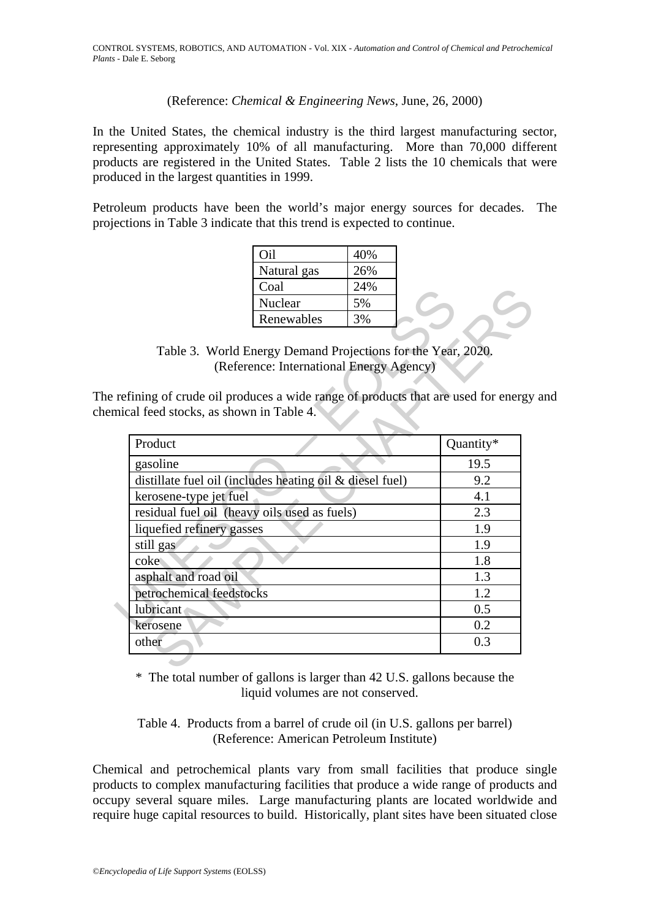(Reference: *Chemical & Engineering News*, June, 26, 2000)

In the United States, the chemical industry is the third largest manufacturing sector, representing approximately 10% of all manufacturing. More than 70,000 different products are registered in the United States. Table 2 lists the 10 chemicals that were produced in the largest quantities in 1999.

Petroleum products have been the world's major energy sources for decades. The projections in Table 3 indicate that this trend is expected to continue.

| | |
|---|---|
| Oil | 40% |
| Natural gas | 26% |
| Coal | 24% |
| Nuclear | 5% |
| Renewables | 3% |

Table 3. World Energy Demand Projections for the Year, 2020.
(Reference: International Energy Agency)

The refining of crude oil produces a wide range of products that are used for energy and chemical feed stocks, as shown in Table 4.

| Product | Quantity* |
|---|---|
| gasoline | 19.5 |
| distillate fuel oil (includes heating oil & diesel fuel) | 9.2 |
| kerosene-type jet fuel | 4.1 |
| residual fuel oil (heavy oils used as fuels) | 2.3 |
| liquefied refinery gasses | 1.9 |
| still gas | 1.9 |
| coke | 1.8 |
| asphalt and road oil | 1.3 |
| petrochemical feedstocks | 1.2 |
| lubricant | 0.5 |
| kerosene | 0.2 |
| other | 0.3 |

\* The total number of gallons is larger than 42 U.S. gallons because the liquid volumes are not conserved.

Table 4. Products from a barrel of crude oil (in U.S. gallons per barrel)
(Reference: American Petroleum Institute)

Chemical and petrochemical plants vary from small facilities that produce single products to complex manufacturing facilities that produce a wide range of products and occupy several square miles. Large manufacturing plants are located worldwide and require huge capital resources to build. Historically, plant sites have been situated close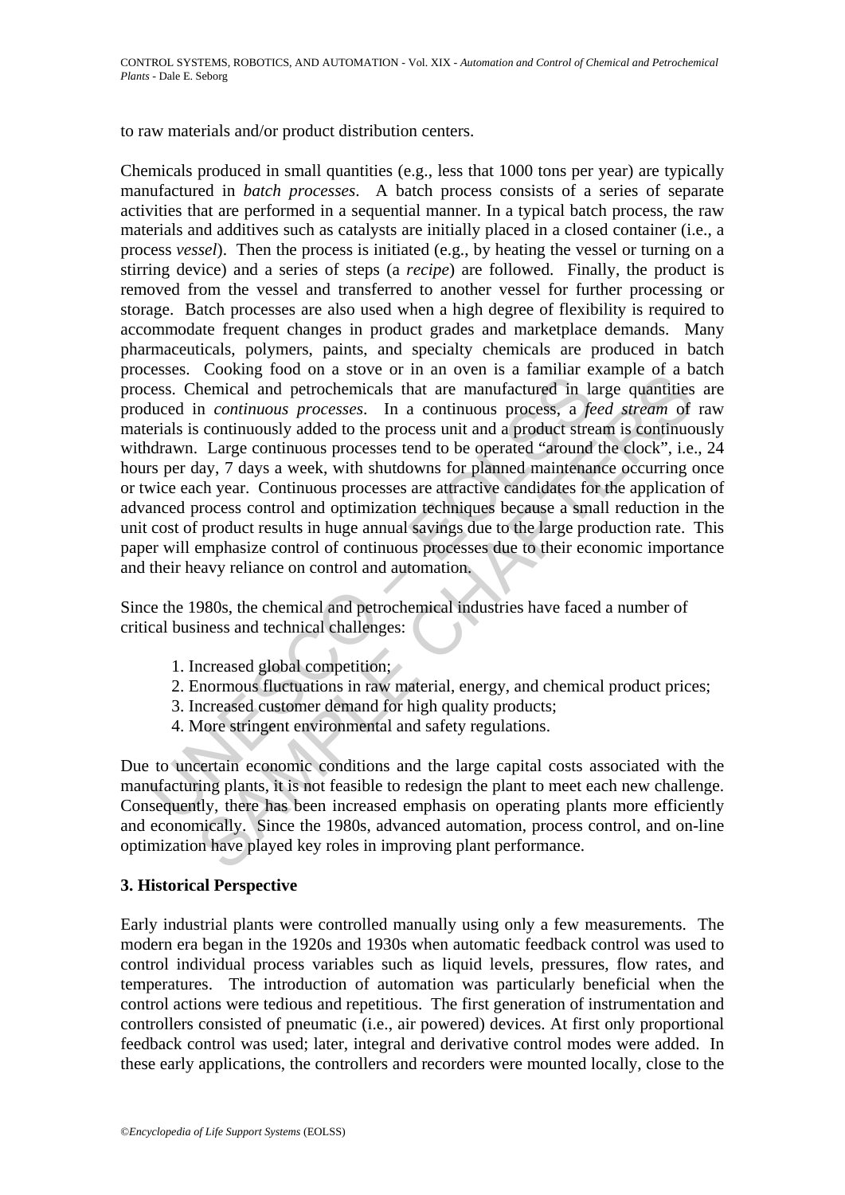to raw materials and/or product distribution centers.

Chemicals produced in small quantities (e.g., less that 1000 tons per year) are typically manufactured in *batch processes*. A batch process consists of a series of separate activities that are performed in a sequential manner. In a typical batch process, the raw materials and additives such as catalysts are initially placed in a closed container (i.e., a process *vessel*). Then the process is initiated (e.g., by heating the vessel or turning on a stirring device) and a series of steps (a *recipe*) are followed. Finally, the product is removed from the vessel and transferred to another vessel for further processing or storage. Batch processes are also used when a high degree of flexibility is required to accommodate frequent changes in product grades and marketplace demands. Many pharmaceuticals, polymers, paints, and specialty chemicals are produced in batch processes. Cooking food on a stove or in an oven is a familiar example of a batch process. Chemical and petrochemicals that are manufactured in large quantities are produced in *continuous processes*. In a continuous process, a *feed stream* of raw materials is continuously added to the process unit and a product stream is continuously withdrawn. Large continuous processes tend to be operated "around the clock", i.e., 24 hours per day, 7 days a week, with shutdowns for planned maintenance occurring once or twice each year. Continuous processes are attractive candidates for the application of advanced process control and optimization techniques because a small reduction in the unit cost of product results in huge annual savings due to the large production rate. This paper will emphasize control of continuous processes due to their economic importance and their heavy reliance on control and automation.

Since the 1980s, the chemical and petrochemical industries have faced a number of critical business and technical challenges:

1. Increased global competition;
2. Enormous fluctuations in raw material, energy, and chemical product prices;
3. Increased customer demand for high quality products;
4. More stringent environmental and safety regulations.

Due to uncertain economic conditions and the large capital costs associated with the manufacturing plants, it is not feasible to redesign the plant to meet each new challenge. Consequently, there has been increased emphasis on operating plants more efficiently and economically. Since the 1980s, advanced automation, process control, and on-line optimization have played key roles in improving plant performance.

## 3. Historical Perspective

Early industrial plants were controlled manually using only a few measurements. The modern era began in the 1920s and 1930s when automatic feedback control was used to control individual process variables such as liquid levels, pressures, flow rates, and temperatures. The introduction of automation was particularly beneficial when the control actions were tedious and repetitious. The first generation of instrumentation and controllers consisted of pneumatic (i.e., air powered) devices. At first only proportional feedback control was used; later, integral and derivative control modes were added. In these early applications, the controllers and recorders were mounted locally, close to the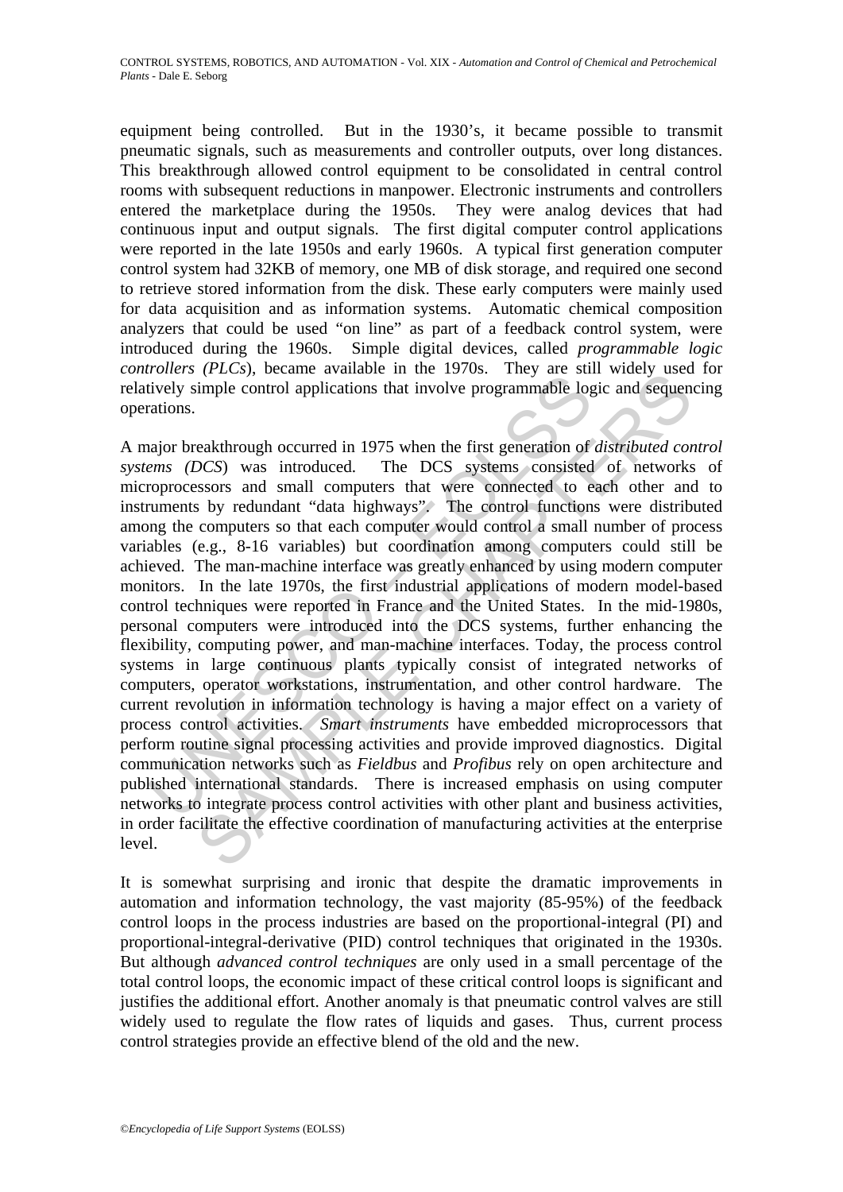equipment being controlled. But in the 1930's, it became possible to transmit pneumatic signals, such as measurements and controller outputs, over long distances. This breakthrough allowed control equipment to be consolidated in central control rooms with subsequent reductions in manpower. Electronic instruments and controllers entered the marketplace during the 1950s. They were analog devices that had continuous input and output signals. The first digital computer control applications were reported in the late 1950s and early 1960s. A typical first generation computer control system had 32KB of memory, one MB of disk storage, and required one second to retrieve stored information from the disk. These early computers were mainly used for data acquisition and as information systems. Automatic chemical composition analyzers that could be used "on line" as part of a feedback control system, were introduced during the 1960s. Simple digital devices, called *programmable logic controllers (PLCs*), became available in the 1970s. They are still widely used for relatively simple control applications that involve programmable logic and sequencing operations.

A major breakthrough occurred in 1975 when the first generation of *distributed control systems (DCS*) was introduced. The DCS systems consisted of networks of microprocessors and small computers that were connected to each other and to instruments by redundant "data highways". The control functions were distributed among the computers so that each computer would control a small number of process variables (e.g., 8-16 variables) but coordination among computers could still be achieved. The man-machine interface was greatly enhanced by using modern computer monitors. In the late 1970s, the first industrial applications of modern model-based control techniques were reported in France and the United States. In the mid-1980s, personal computers were introduced into the DCS systems, further enhancing the flexibility, computing power, and man-machine interfaces. Today, the process control systems in large continuous plants typically consist of integrated networks of computers, operator workstations, instrumentation, and other control hardware. The current revolution in information technology is having a major effect on a variety of process control activities. *Smart instruments* have embedded microprocessors that perform routine signal processing activities and provide improved diagnostics. Digital communication networks such as *Fieldbus* and *Profibus* rely on open architecture and published international standards. There is increased emphasis on using computer networks to integrate process control activities with other plant and business activities, in order facilitate the effective coordination of manufacturing activities at the enterprise level.

It is somewhat surprising and ironic that despite the dramatic improvements in automation and information technology, the vast majority (85-95%) of the feedback control loops in the process industries are based on the proportional-integral (PI) and proportional-integral-derivative (PID) control techniques that originated in the 1930s. But although *advanced control techniques* are only used in a small percentage of the total control loops, the economic impact of these critical control loops is significant and justifies the additional effort. Another anomaly is that pneumatic control valves are still widely used to regulate the flow rates of liquids and gases. Thus, current process control strategies provide an effective blend of the old and the new.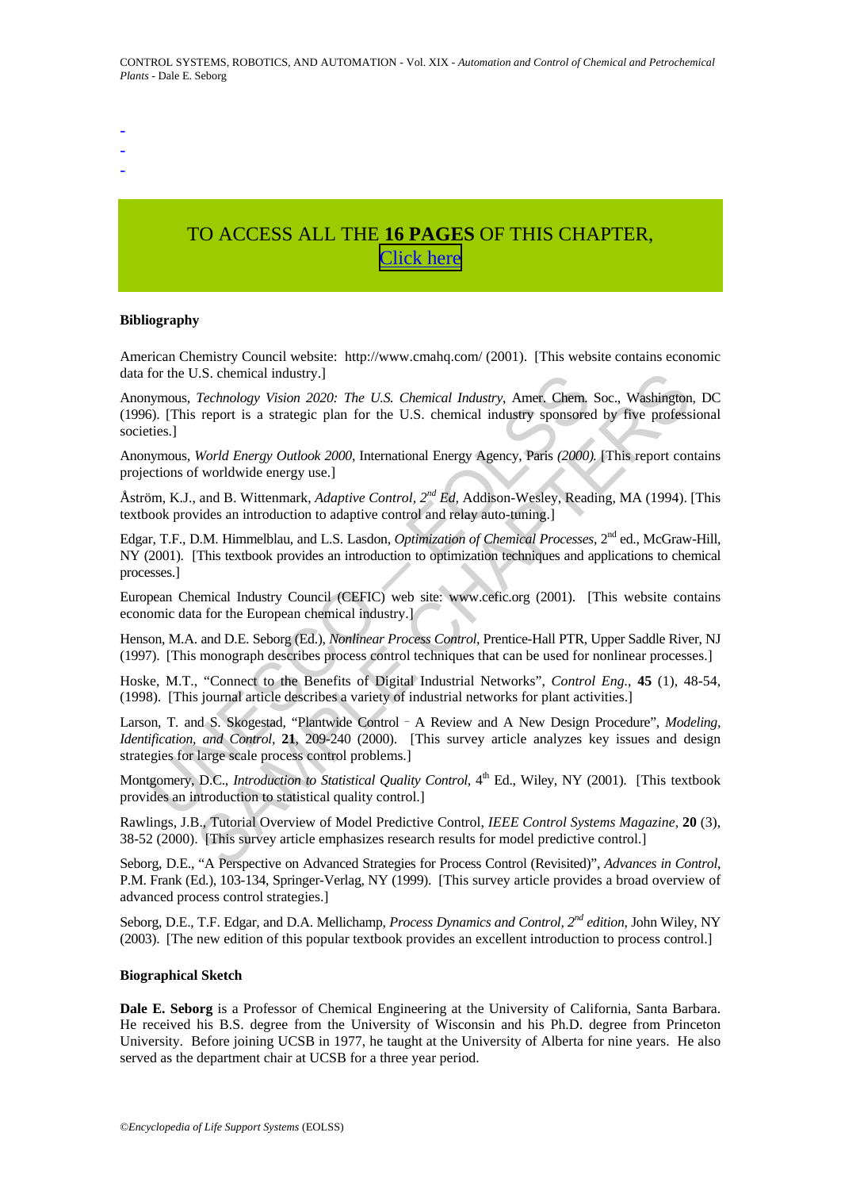-
-
-

TO ACCESS ALL THE **16 PAGES** OF THIS CHAPTER,
Click here

**Bibliography**

American Chemistry Council website: http://www.cmahq.com/ (2001). [This website contains economic data for the U.S. chemical industry.]

Anonymous, *Technology Vision 2020: The U.S. Chemical Industry*, Amer. Chem. Soc., Washington, DC (1996). [This report is a strategic plan for the U.S. chemical industry sponsored by five professional societies.]

Anonymous, *World Energy Outlook 2000*, International Energy Agency, Paris *(2000)*. [This report contains projections of worldwide energy use.]

Åström, K.J., and B. Wittenmark, *Adaptive Control, 2nd Ed*, Addison-Wesley, Reading, MA (1994). [This textbook provides an introduction to adaptive control and relay auto-tuning.]

Edgar, T.F., D.M. Himmelblau, and L.S. Lasdon, *Optimization of Chemical Processes*, 2nd ed., McGraw-Hill, NY (2001). [This textbook provides an introduction to optimization techniques and applications to chemical processes.]

European Chemical Industry Council (CEFIC) web site: www.cefic.org (2001). [This website contains economic data for the European chemical industry.]

Henson, M.A. and D.E. Seborg (Ed.), *Nonlinear Process Control*, Prentice-Hall PTR, Upper Saddle River, NJ (1997). [This monograph describes process control techniques that can be used for nonlinear processes.]

Hoske, M.T., "Connect to the Benefits of Digital Industrial Networks", *Control Eng.*, **45** (1), 48-54, (1998). [This journal article describes a variety of industrial networks for plant activities.]

Larson, T. and S. Skogestad, "Plantwide Control – A Review and A New Design Procedure", *Modeling, Identification, and Control*, **21**, 209-240 (2000). [This survey article analyzes key issues and design strategies for large scale process control problems.]

Montgomery, D.C., *Introduction to Statistical Quality Control*, 4th Ed., Wiley, NY (2001). [This textbook provides an introduction to statistical quality control.]

Rawlings, J.B., Tutorial Overview of Model Predictive Control, *IEEE Control Systems Magazine*, **20** (3), 38-52 (2000). [This survey article emphasizes research results for model predictive control.]

Seborg, D.E., "A Perspective on Advanced Strategies for Process Control (Revisited)", *Advances in Control*, P.M. Frank (Ed.), 103-134, Springer-Verlag, NY (1999). [This survey article provides a broad overview of advanced process control strategies.]

Seborg, D.E., T.F. Edgar, and D.A. Mellichamp, *Process Dynamics and Control, 2nd edition*, John Wiley, NY (2003). [The new edition of this popular textbook provides an excellent introduction to process control.]

**Biographical Sketch**

**Dale E. Seborg** is a Professor of Chemical Engineering at the University of California, Santa Barbara. He received his B.S. degree from the University of Wisconsin and his Ph.D. degree from Princeton University. Before joining UCSB in 1977, he taught at the University of Alberta for nine years. He also served as the department chair at UCSB for a three year period.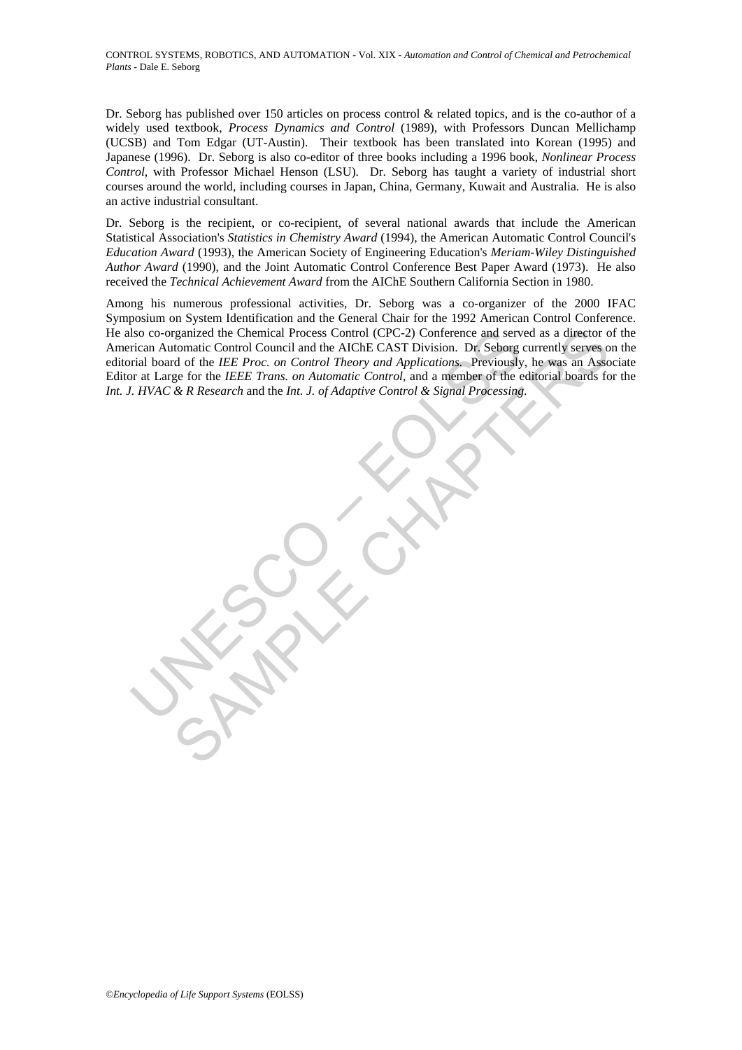Dr. Seborg has published over 150 articles on process control & related topics, and is the co-author of a widely used textbook, *Process Dynamics and Control* (1989), with Professors Duncan Mellichamp (UCSB) and Tom Edgar (UT-Austin). Their textbook has been translated into Korean (1995) and Japanese (1996). Dr. Seborg is also co-editor of three books including a 1996 book, *Nonlinear Process Control*, with Professor Michael Henson (LSU). Dr. Seborg has taught a variety of industrial short courses around the world, including courses in Japan, China, Germany, Kuwait and Australia. He is also an active industrial consultant.

Dr. Seborg is the recipient, or co-recipient, of several national awards that include the American Statistical Association's *Statistics in Chemistry Award* (1994), the American Automatic Control Council's *Education Award* (1993), the American Society of Engineering Education's *Meriam-Wiley Distinguished Author Award* (1990), and the Joint Automatic Control Conference Best Paper Award (1973). He also received the *Technical Achievement Award* from the AIChE Southern California Section in 1980.

Among his numerous professional activities, Dr. Seborg was a co-organizer of the 2000 IFAC Symposium on System Identification and the General Chair for the 1992 American Control Conference. He also co-organized the Chemical Process Control (CPC-2) Conference and served as a director of the American Automatic Control Council and the AIChE CAST Division. Dr. Seborg currently serves on the editorial board of the *IEE Proc. on Control Theory and Applications*. Previously, he was an Associate Editor at Large for the *IEEE Trans. on Automatic Control*, and a member of the editorial boards for the *Int. J. HVAC & R Research* and the *Int. J. of Adaptive Control & Signal Processing*.